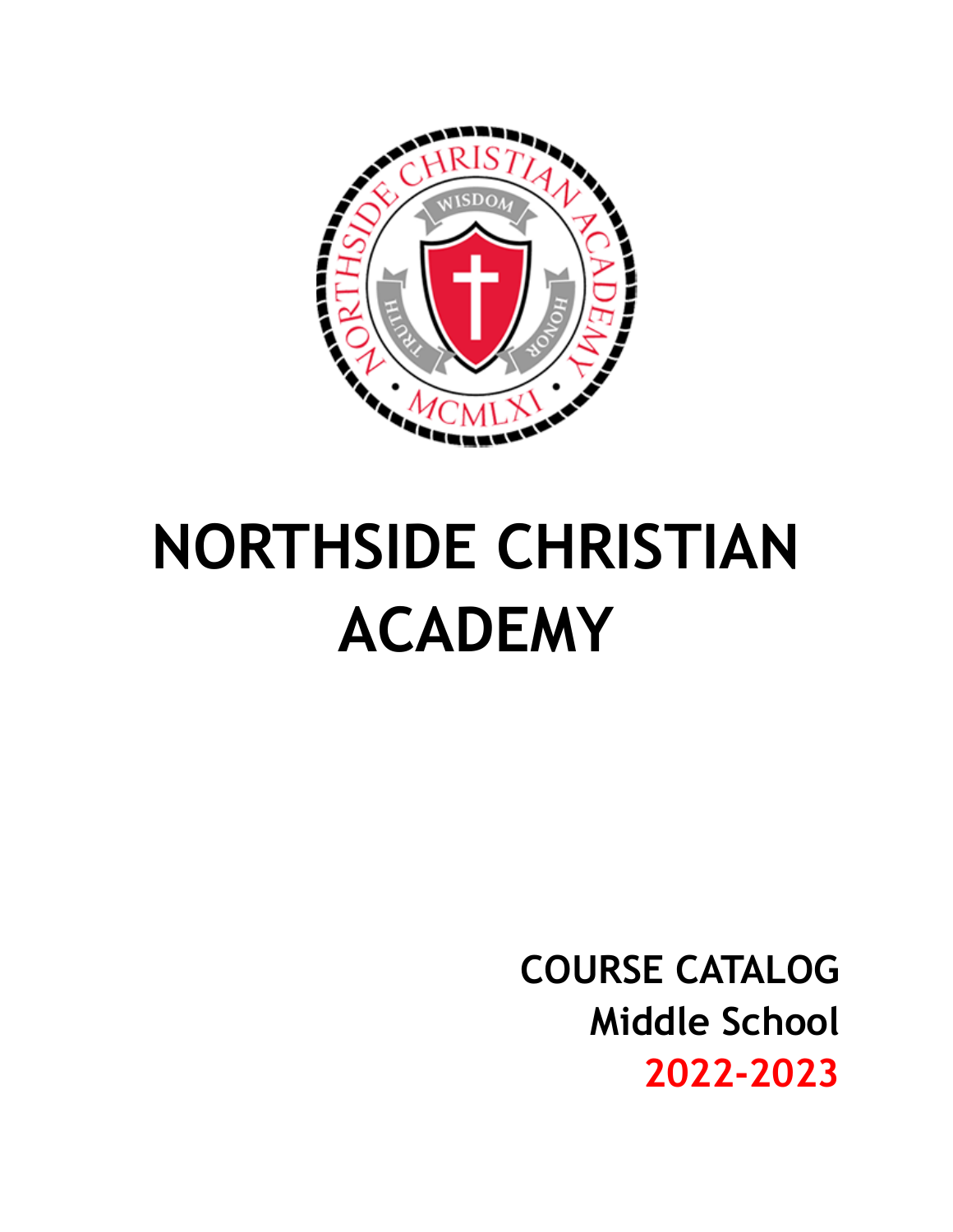# NORTHSIDE CHRISTIAN ACADEMY

**COURSE CATALOG**

**Middle School**

**2022-2023**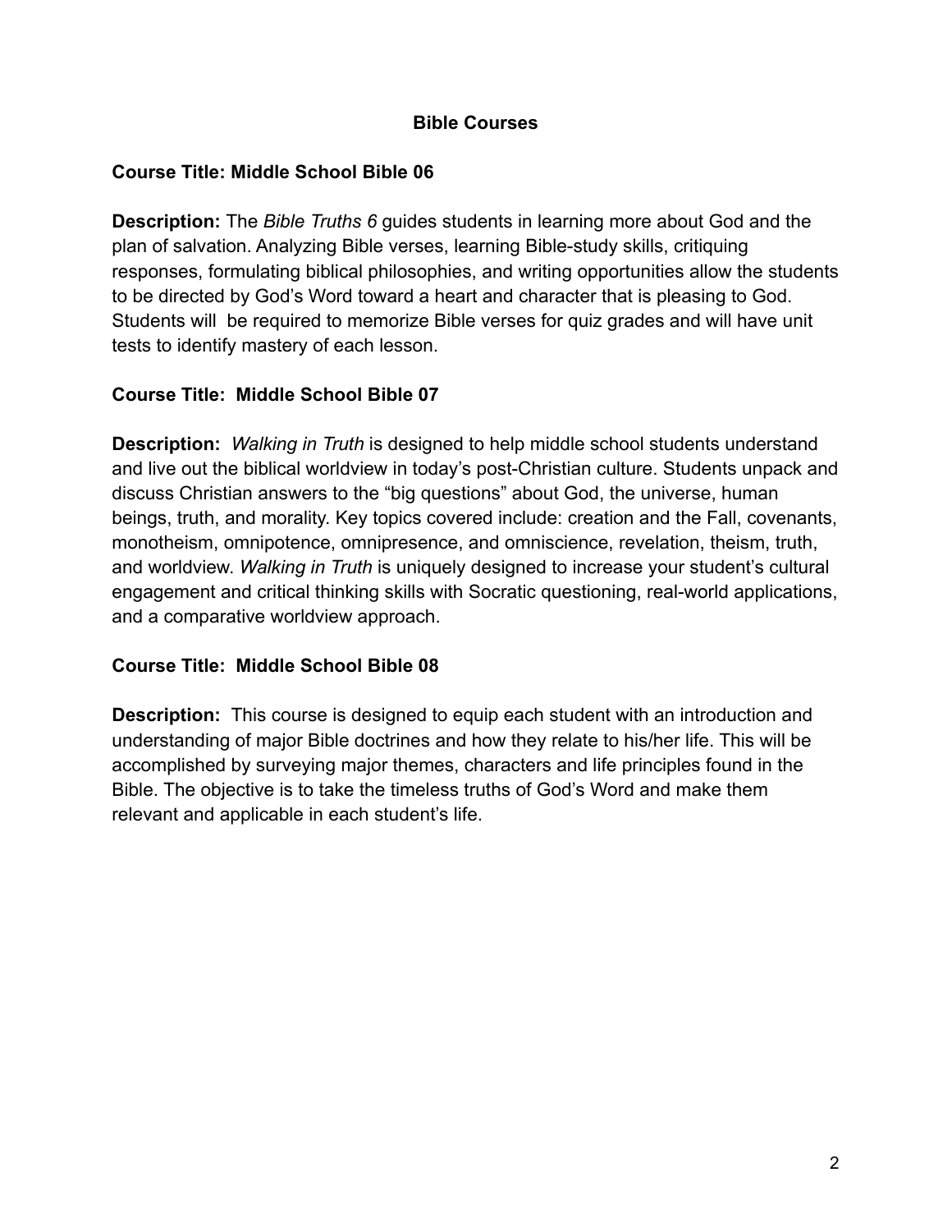# Bible Courses

**Course Title: Middle School Bible 06**

**Description:** The *Bible Truths 6* guides students in learning more about God and the plan of salvation. Analyzing Bible verses, learning Bible-study skills, critiquing responses, formulating biblical philosophies, and writing opportunities allow the students to be directed by God's Word toward a heart and character that is pleasing to God. Students will be required to memorize Bible verses for quiz grades and will have unit tests to identify mastery of each lesson.

**Course Title: Middle School Bible 07**

**Description:** *Walking in Truth* is designed to help middle school students understand and live out the biblical worldview in today's post-Christian culture. Students unpack and discuss Christian answers to the "big questions" about God, the universe, human beings, truth, and morality. Key topics covered include: creation and the Fall, covenants, monotheism, omnipotence, omnipresence, and omniscience, revelation, theism, truth, and worldview. *Walking in Truth* is uniquely designed to increase your student's cultural engagement and critical thinking skills with Socratic questioning, real-world applications, and a comparative worldview approach.

**Course Title: Middle School Bible 08**

**Description:** This course is designed to equip each student with an introduction and understanding of major Bible doctrines and how they relate to his/her life. This will be accomplished by surveying major themes, characters and life principles found in the Bible. The objective is to take the timeless truths of God's Word and make them relevant and applicable in each student's life.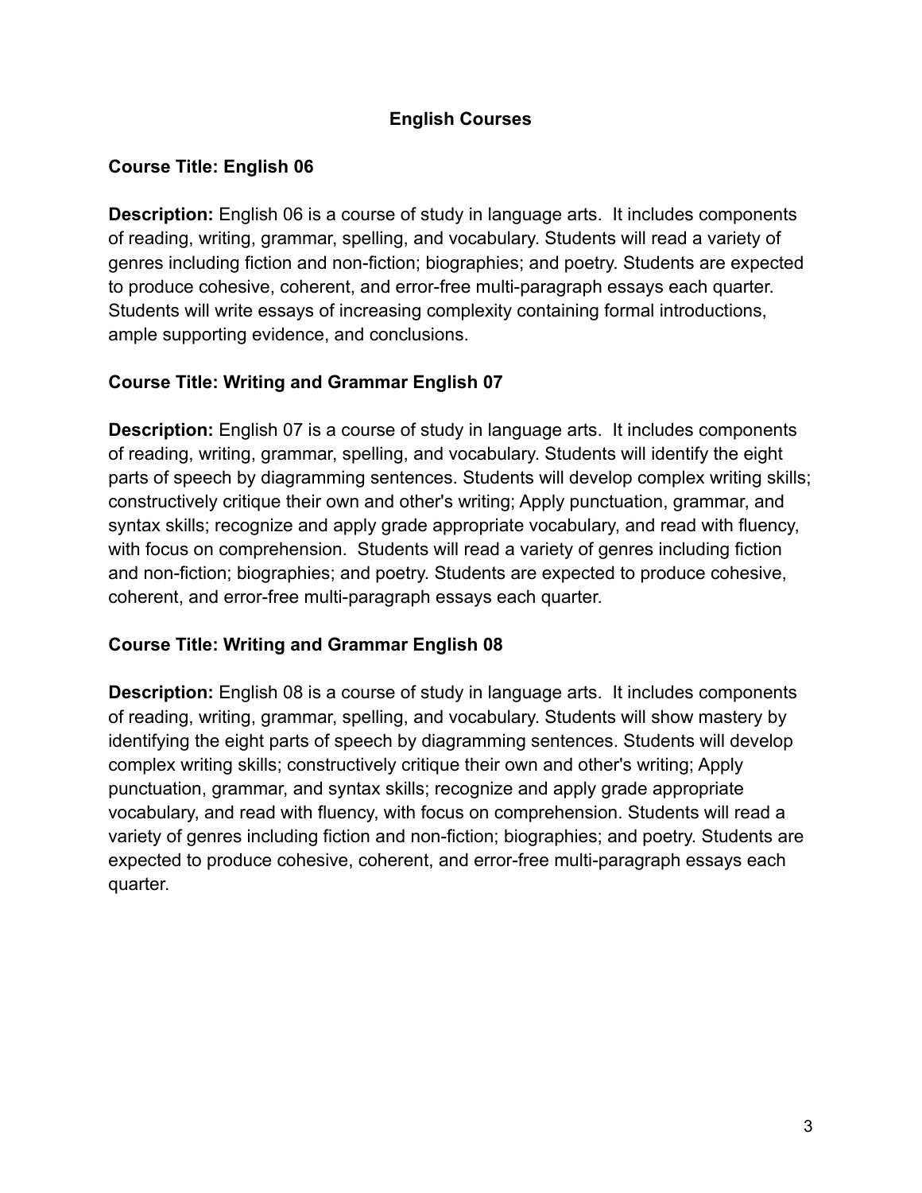## English Courses

**Course Title: English 06**

**Description:** English 06 is a course of study in language arts. It includes components of reading, writing, grammar, spelling, and vocabulary. Students will read a variety of genres including fiction and non-fiction; biographies; and poetry. Students are expected to produce cohesive, coherent, and error-free multi-paragraph essays each quarter. Students will write essays of increasing complexity containing formal introductions, ample supporting evidence, and conclusions.

**Course Title: Writing and Grammar English 07**

**Description:** English 07 is a course of study in language arts. It includes components of reading, writing, grammar, spelling, and vocabulary. Students will identify the eight parts of speech by diagramming sentences. Students will develop complex writing skills; constructively critique their own and other's writing; Apply punctuation, grammar, and syntax skills; recognize and apply grade appropriate vocabulary, and read with fluency, with focus on comprehension. Students will read a variety of genres including fiction and non-fiction; biographies; and poetry. Students are expected to produce cohesive, coherent, and error-free multi-paragraph essays each quarter.

**Course Title: Writing and Grammar English 08**

**Description:** English 08 is a course of study in language arts. It includes components of reading, writing, grammar, spelling, and vocabulary. Students will show mastery by identifying the eight parts of speech by diagramming sentences. Students will develop complex writing skills; constructively critique their own and other's writing; Apply punctuation, grammar, and syntax skills; recognize and apply grade appropriate vocabulary, and read with fluency, with focus on comprehension. Students will read a variety of genres including fiction and non-fiction; biographies; and poetry. Students are expected to produce cohesive, coherent, and error-free multi-paragraph essays each quarter.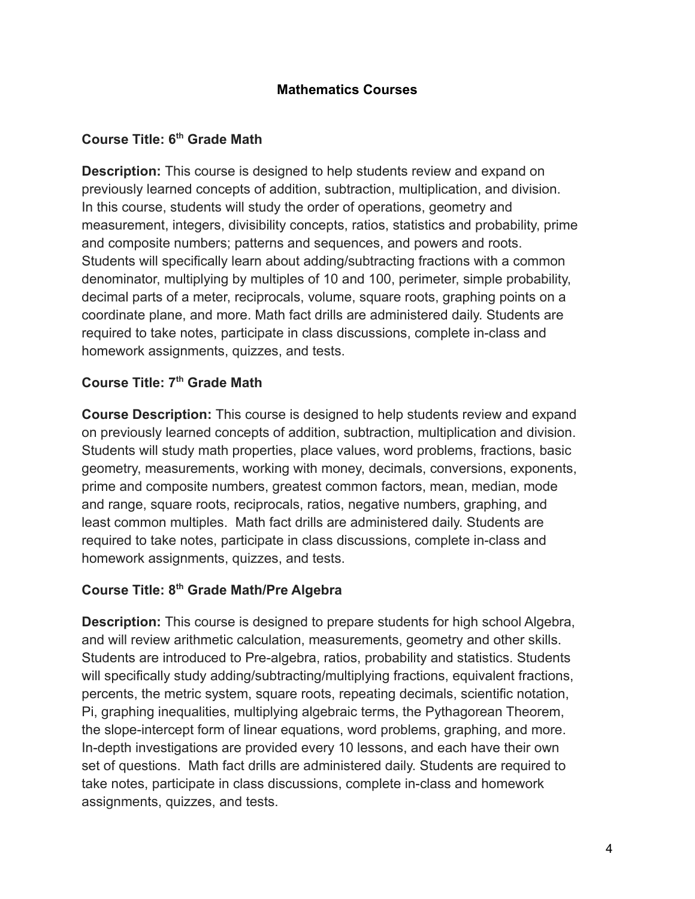## Mathematics Courses

### Course Title: 6th Grade Math

**Description:** This course is designed to help students review and expand on previously learned concepts of addition, subtraction, multiplication, and division. In this course, students will study the order of operations, geometry and measurement, integers, divisibility concepts, ratios, statistics and probability, prime and composite numbers; patterns and sequences, and powers and roots. Students will specifically learn about adding/subtracting fractions with a common denominator, multiplying by multiples of 10 and 100, perimeter, simple probability, decimal parts of a meter, reciprocals, volume, square roots, graphing points on a coordinate plane, and more. Math fact drills are administered daily. Students are required to take notes, participate in class discussions, complete in-class and homework assignments, quizzes, and tests.

### Course Title: 7th Grade Math

**Course Description:** This course is designed to help students review and expand on previously learned concepts of addition, subtraction, multiplication and division. Students will study math properties, place values, word problems, fractions, basic geometry, measurements, working with money, decimals, conversions, exponents, prime and composite numbers, greatest common factors, mean, median, mode and range, square roots, reciprocals, ratios, negative numbers, graphing, and least common multiples. Math fact drills are administered daily. Students are required to take notes, participate in class discussions, complete in-class and homework assignments, quizzes, and tests.

### Course Title: 8th Grade Math/Pre Algebra

**Description:** This course is designed to prepare students for high school Algebra, and will review arithmetic calculation, measurements, geometry and other skills. Students are introduced to Pre-algebra, ratios, probability and statistics. Students will specifically study adding/subtracting/multiplying fractions, equivalent fractions, percents, the metric system, square roots, repeating decimals, scientific notation, Pi, graphing inequalities, multiplying algebraic terms, the Pythagorean Theorem, the slope-intercept form of linear equations, word problems, graphing, and more. In-depth investigations are provided every 10 lessons, and each have their own set of questions. Math fact drills are administered daily. Students are required to take notes, participate in class discussions, complete in-class and homework assignments, quizzes, and tests.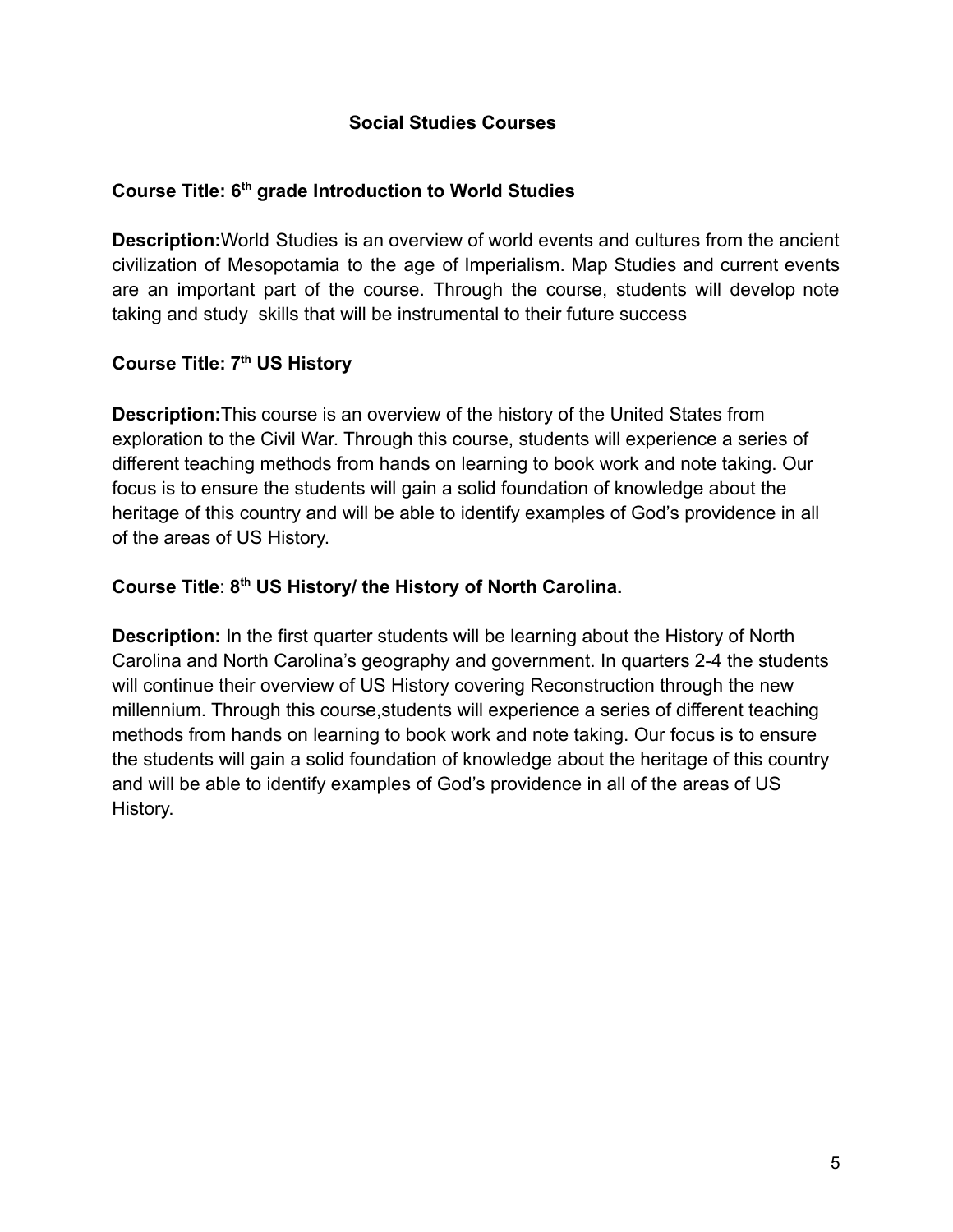## Social Studies Courses

### Course Title: 6th grade Introduction to World Studies

**Description:**World Studies is an overview of world events and cultures from the ancient civilization of Mesopotamia to the age of Imperialism. Map Studies and current events are an important part of the course. Through the course, students will develop note taking and study skills that will be instrumental to their future success

### Course Title: 7th US History

**Description:**This course is an overview of the history of the United States from exploration to the Civil War. Through this course, students will experience a series of different teaching methods from hands on learning to book work and note taking. Our focus is to ensure the students will gain a solid foundation of knowledge about the heritage of this country and will be able to identify examples of God's providence in all of the areas of US History.

### Course Title: 8th US History/ the History of North Carolina.

**Description:** In the first quarter students will be learning about the History of North Carolina and North Carolina's geography and government. In quarters 2-4 the students will continue their overview of US History covering Reconstruction through the new millennium. Through this course,students will experience a series of different teaching methods from hands on learning to book work and note taking. Our focus is to ensure the students will gain a solid foundation of knowledge about the heritage of this country and will be able to identify examples of God's providence in all of the areas of US History.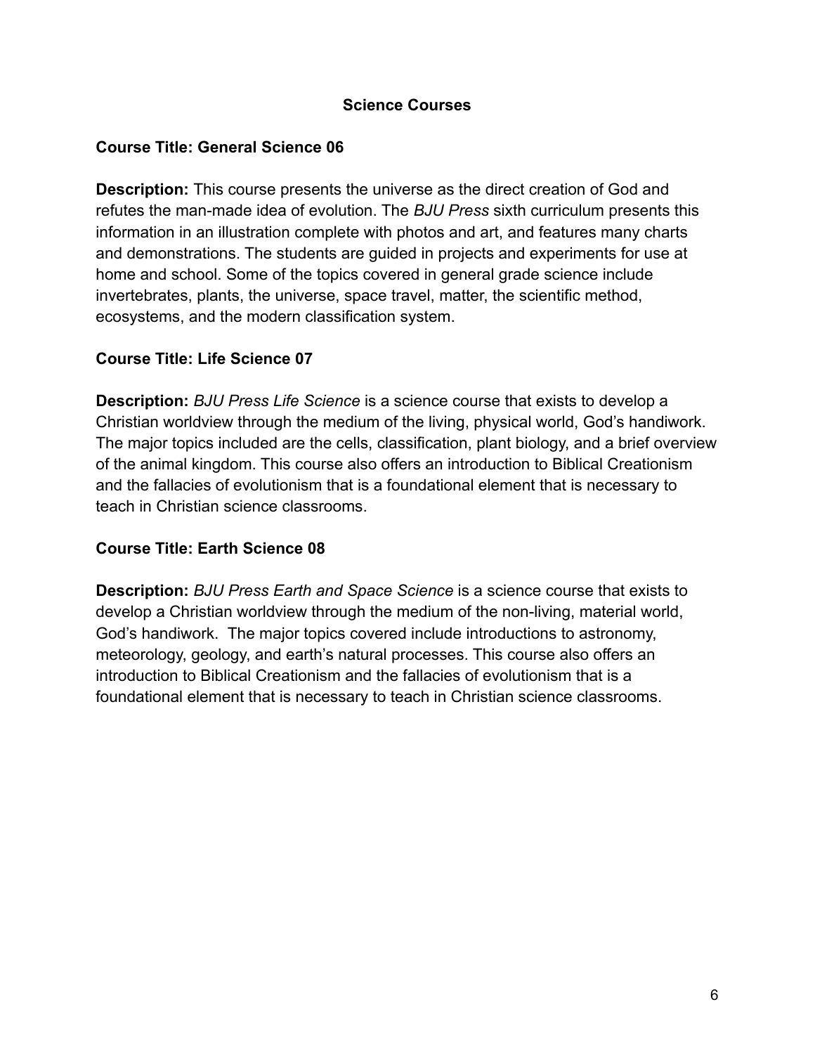## Science Courses

### Course Title: General Science 06

**Description:** This course presents the universe as the direct creation of God and refutes the man-made idea of evolution. The *BJU Press* sixth curriculum presents this information in an illustration complete with photos and art, and features many charts and demonstrations. The students are guided in projects and experiments for use at home and school. Some of the topics covered in general grade science include invertebrates, plants, the universe, space travel, matter, the scientific method, ecosystems, and the modern classification system.

### Course Title: Life Science 07

**Description:** *BJU Press Life Science* is a science course that exists to develop a Christian worldview through the medium of the living, physical world, God's handiwork. The major topics included are the cells, classification, plant biology, and a brief overview of the animal kingdom. This course also offers an introduction to Biblical Creationism and the fallacies of evolutionism that is a foundational element that is necessary to teach in Christian science classrooms.

### Course Title: Earth Science 08

**Description:** *BJU Press Earth and Space Science* is a science course that exists to develop a Christian worldview through the medium of the non-living, material world, God's handiwork. The major topics covered include introductions to astronomy, meteorology, geology, and earth's natural processes. This course also offers an introduction to Biblical Creationism and the fallacies of evolutionism that is a foundational element that is necessary to teach in Christian science classrooms.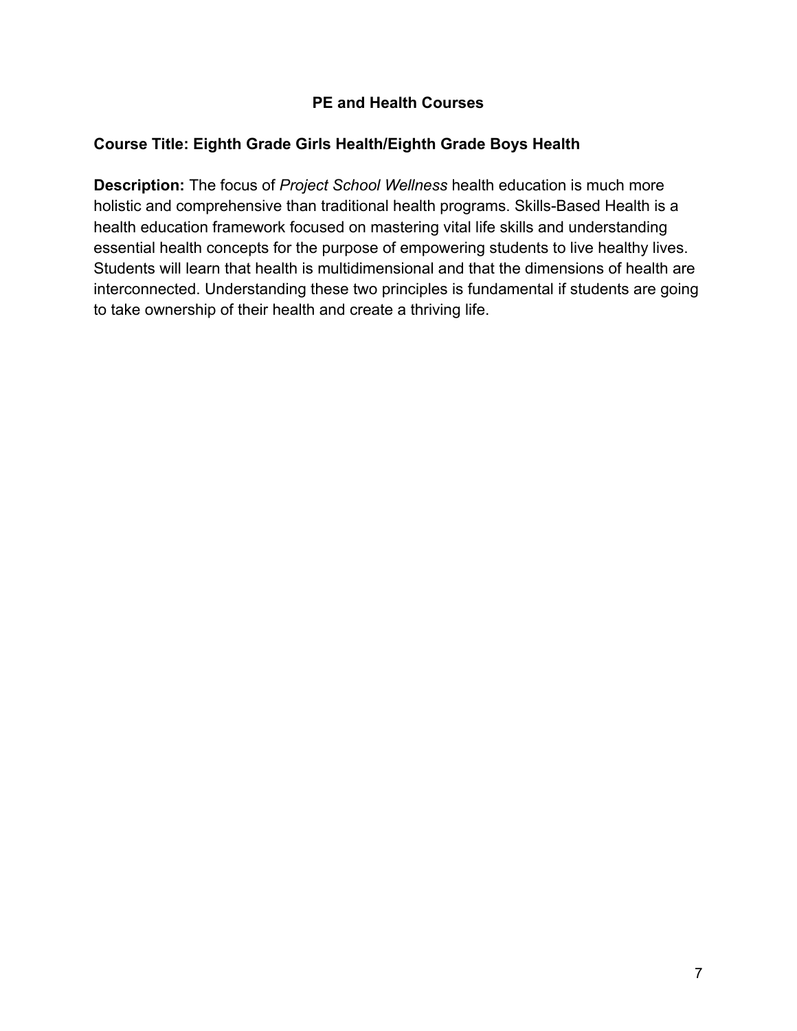## PE and Health Courses

**Course Title: Eighth Grade Girls Health/Eighth Grade Boys Health**

**Description:** The focus of *Project School Wellness* health education is much more holistic and comprehensive than traditional health programs. Skills-Based Health is a health education framework focused on mastering vital life skills and understanding essential health concepts for the purpose of empowering students to live healthy lives. Students will learn that health is multidimensional and that the dimensions of health are interconnected. Understanding these two principles is fundamental if students are going to take ownership of their health and create a thriving life.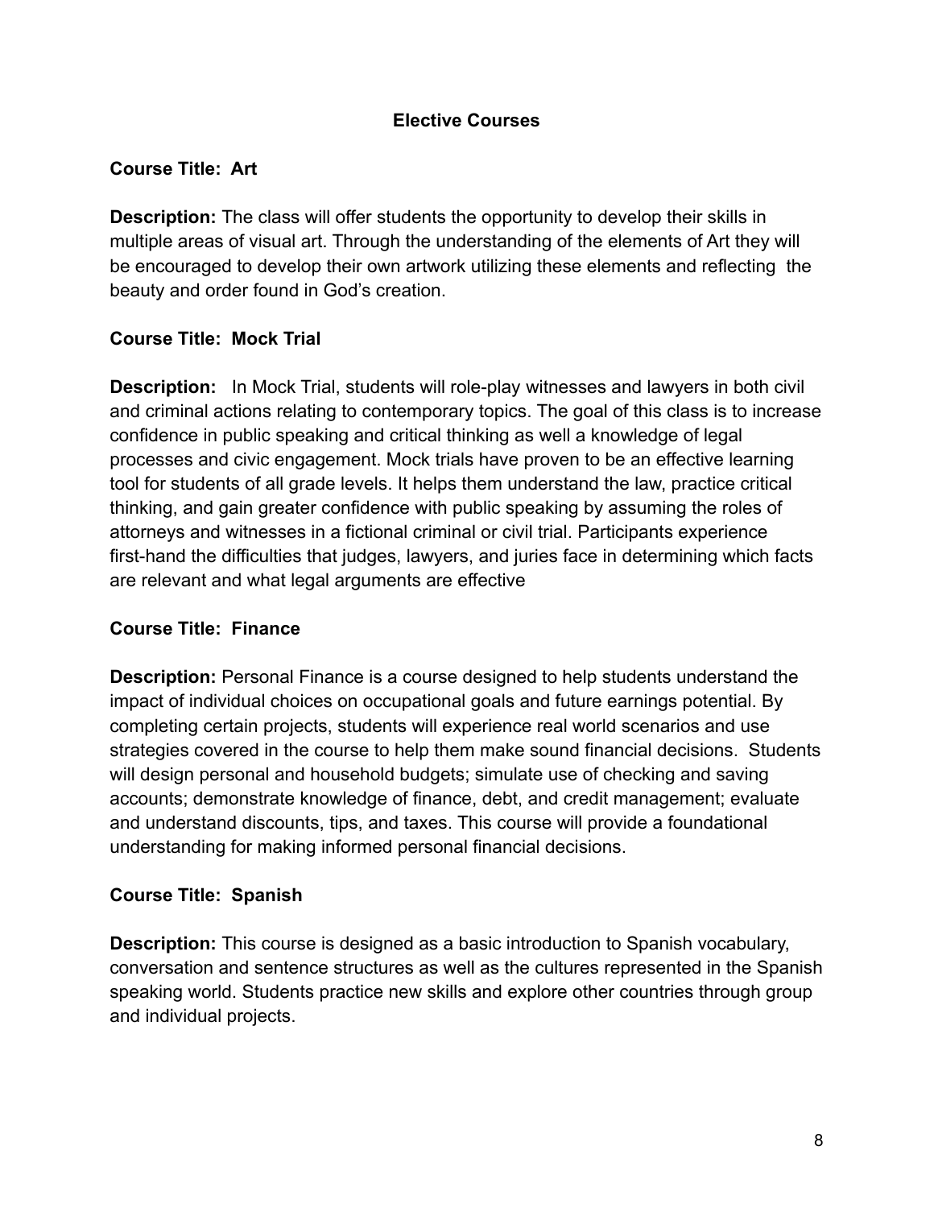## Elective Courses

**Course Title: Art**

**Description:** The class will offer students the opportunity to develop their skills in multiple areas of visual art. Through the understanding of the elements of Art they will be encouraged to develop their own artwork utilizing these elements and reflecting the beauty and order found in God's creation.

**Course Title: Mock Trial**

**Description:** In Mock Trial, students will role-play witnesses and lawyers in both civil and criminal actions relating to contemporary topics. The goal of this class is to increase confidence in public speaking and critical thinking as well a knowledge of legal processes and civic engagement. Mock trials have proven to be an effective learning tool for students of all grade levels. It helps them understand the law, practice critical thinking, and gain greater confidence with public speaking by assuming the roles of attorneys and witnesses in a fictional criminal or civil trial. Participants experience first-hand the difficulties that judges, lawyers, and juries face in determining which facts are relevant and what legal arguments are effective

**Course Title: Finance**

**Description:** Personal Finance is a course designed to help students understand the impact of individual choices on occupational goals and future earnings potential. By completing certain projects, students will experience real world scenarios and use strategies covered in the course to help them make sound financial decisions. Students will design personal and household budgets; simulate use of checking and saving accounts; demonstrate knowledge of finance, debt, and credit management; evaluate and understand discounts, tips, and taxes. This course will provide a foundational understanding for making informed personal financial decisions.

**Course Title: Spanish**

**Description:** This course is designed as a basic introduction to Spanish vocabulary, conversation and sentence structures as well as the cultures represented in the Spanish speaking world. Students practice new skills and explore other countries through group and individual projects.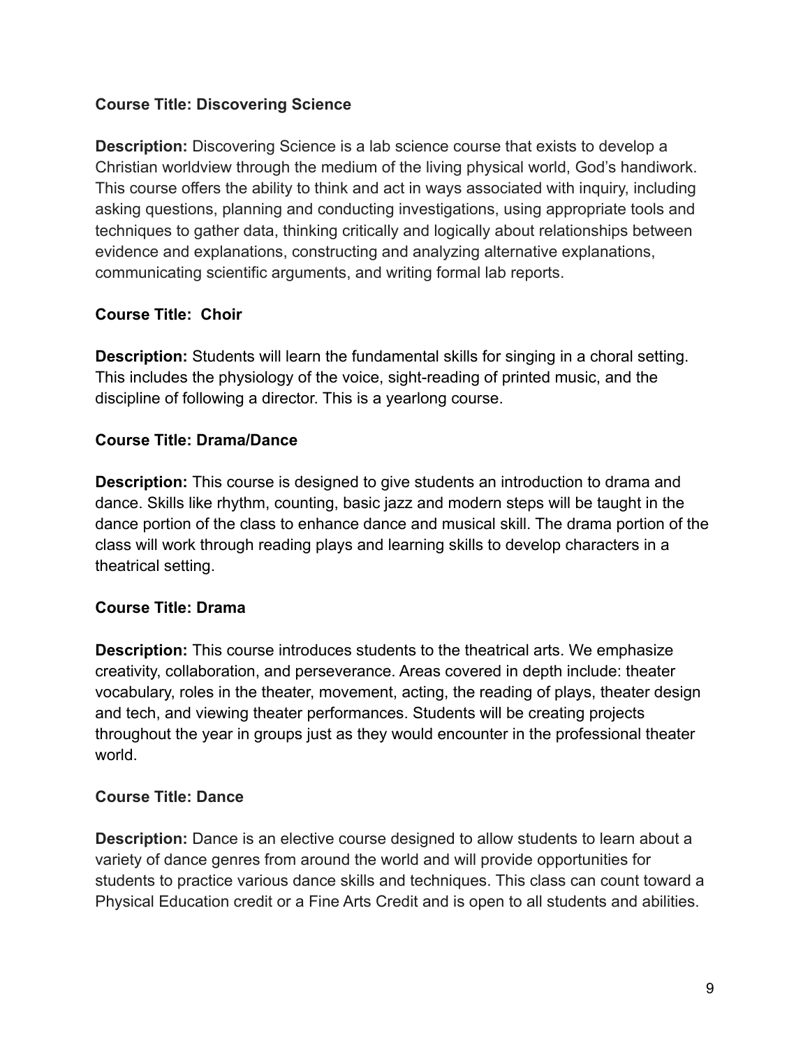**Course Title: Discovering Science**

**Description:** Discovering Science is a lab science course that exists to develop a Christian worldview through the medium of the living physical world, God's handiwork. This course offers the ability to think and act in ways associated with inquiry, including asking questions, planning and conducting investigations, using appropriate tools and techniques to gather data, thinking critically and logically about relationships between evidence and explanations, constructing and analyzing alternative explanations, communicating scientific arguments, and writing formal lab reports.

**Course Title: Choir**

**Description:** Students will learn the fundamental skills for singing in a choral setting. This includes the physiology of the voice, sight-reading of printed music, and the discipline of following a director. This is a yearlong course.

**Course Title: Drama/Dance**

**Description:** This course is designed to give students an introduction to drama and dance. Skills like rhythm, counting, basic jazz and modern steps will be taught in the dance portion of the class to enhance dance and musical skill. The drama portion of the class will work through reading plays and learning skills to develop characters in a theatrical setting.

**Course Title: Drama**

**Description:** This course introduces students to the theatrical arts. We emphasize creativity, collaboration, and perseverance. Areas covered in depth include: theater vocabulary, roles in the theater, movement, acting, the reading of plays, theater design and tech, and viewing theater performances. Students will be creating projects throughout the year in groups just as they would encounter in the professional theater world.

**Course Title: Dance**

**Description:** Dance is an elective course designed to allow students to learn about a variety of dance genres from around the world and will provide opportunities for students to practice various dance skills and techniques. This class can count toward a Physical Education credit or a Fine Arts Credit and is open to all students and abilities.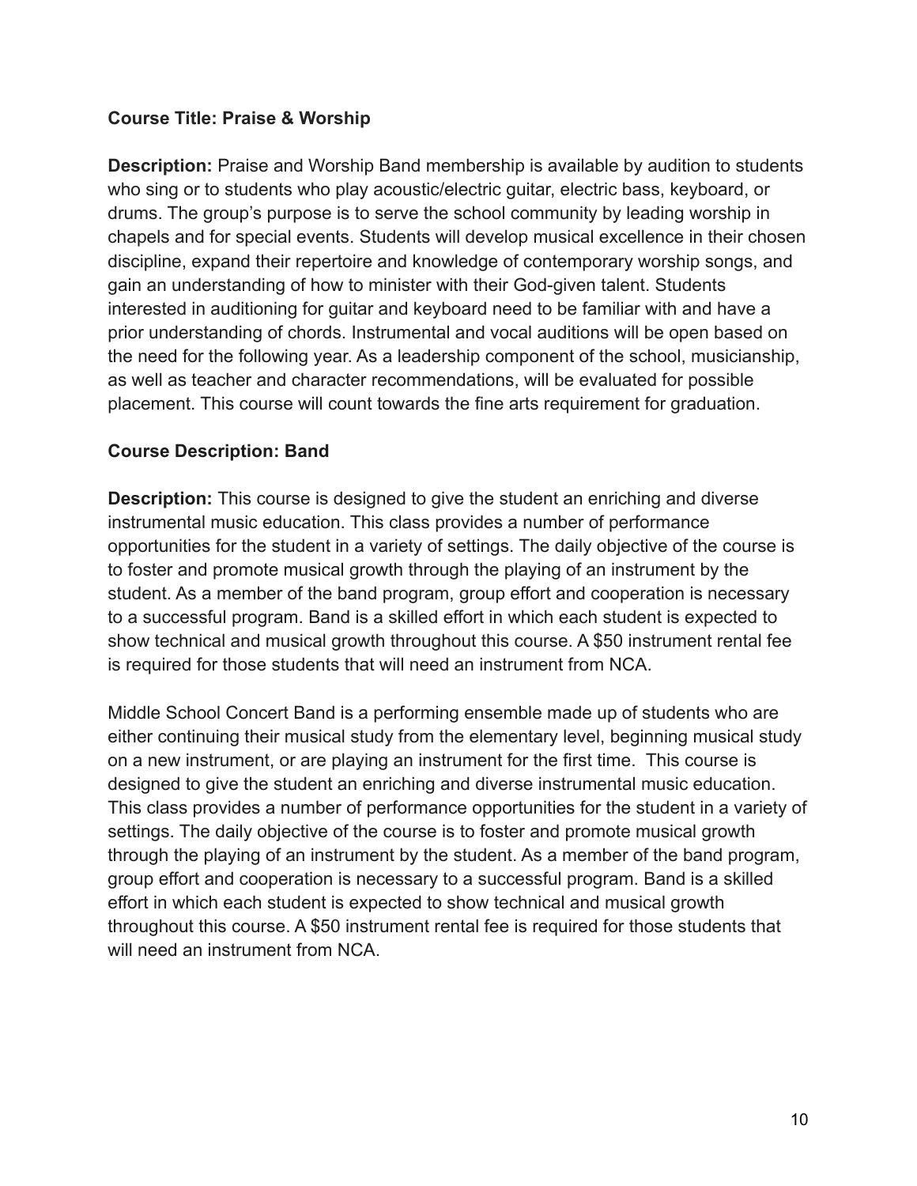**Course Title: Praise & Worship**

**Description:** Praise and Worship Band membership is available by audition to students who sing or to students who play acoustic/electric guitar, electric bass, keyboard, or drums. The group's purpose is to serve the school community by leading worship in chapels and for special events. Students will develop musical excellence in their chosen discipline, expand their repertoire and knowledge of contemporary worship songs, and gain an understanding of how to minister with their God-given talent. Students interested in auditioning for guitar and keyboard need to be familiar with and have a prior understanding of chords. Instrumental and vocal auditions will be open based on the need for the following year. As a leadership component of the school, musicianship, as well as teacher and character recommendations, will be evaluated for possible placement. This course will count towards the fine arts requirement for graduation.

**Course Description: Band**

**Description:** This course is designed to give the student an enriching and diverse instrumental music education. This class provides a number of performance opportunities for the student in a variety of settings. The daily objective of the course is to foster and promote musical growth through the playing of an instrument by the student. As a member of the band program, group effort and cooperation is necessary to a successful program. Band is a skilled effort in which each student is expected to show technical and musical growth throughout this course. A $50 instrument rental fee is required for those students that will need an instrument from NCA.

Middle School Concert Band is a performing ensemble made up of students who are either continuing their musical study from the elementary level, beginning musical study on a new instrument, or are playing an instrument for the first time. This course is designed to give the student an enriching and diverse instrumental music education. This class provides a number of performance opportunities for the student in a variety of settings. The daily objective of the course is to foster and promote musical growth through the playing of an instrument by the student. As a member of the band program, group effort and cooperation is necessary to a successful program. Band is a skilled effort in which each student is expected to show technical and musical growth throughout this course. A $50 instrument rental fee is required for those students that will need an instrument from NCA.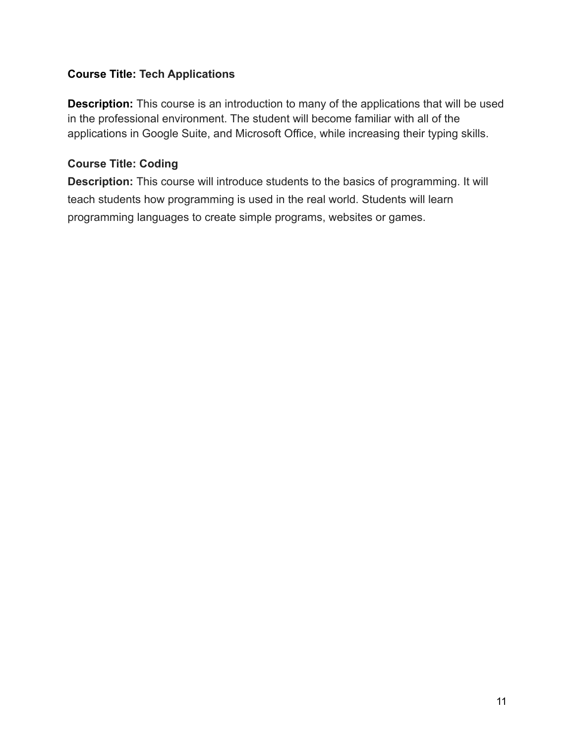**Course Title: Tech Applications**

**Description:** This course is an introduction to many of the applications that will be used in the professional environment. The student will become familiar with all of the applications in Google Suite, and Microsoft Office, while increasing their typing skills.

**Course Title: Coding**

**Description:** This course will introduce students to the basics of programming. It will teach students how programming is used in the real world. Students will learn programming languages to create simple programs, websites or games.